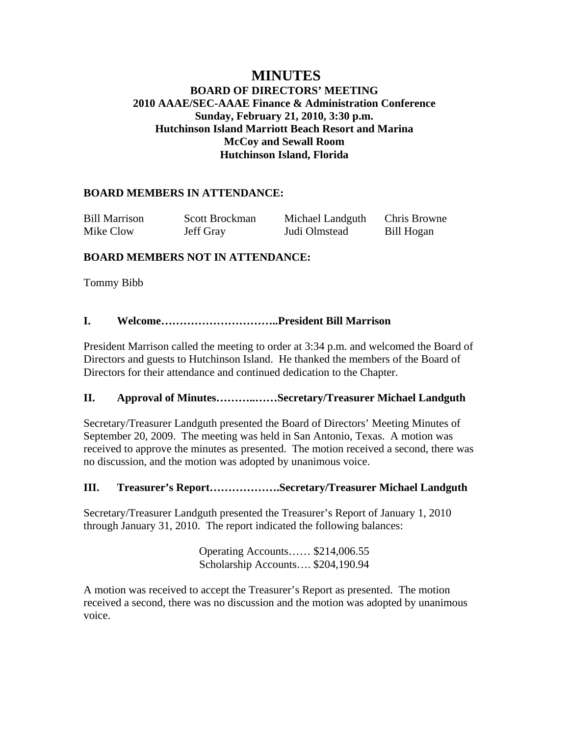# MINUTES

## BOARD OF DIRECTORS' MEETING
## 2010 AAAE/SEC-AAAE Finance & Administration Conference
## Sunday, February 21, 2010, 3:30 p.m.
## Hutchinson Island Marriott Beach Resort and Marina
## McCoy and Sewall Room
## Hutchinson Island, Florida

**BOARD MEMBERS IN ATTENDANCE:**

| | | | |
|---|---|---|---|
| Bill Marrison | Scott Brockman | Michael Landguth | Chris Browne |
| Mike Clow | Jeff Gray | Judi Olmstead | Bill Hogan |

**BOARD MEMBERS NOT IN ATTENDANCE:**

Tommy Bibb

### I. Welcome…………………………..President Bill Marrison

President Marrison called the meeting to order at 3:34 p.m. and welcomed the Board of Directors and guests to Hutchinson Island. He thanked the members of the Board of Directors for their attendance and continued dedication to the Chapter.

### II. Approval of Minutes………..……Secretary/Treasurer Michael Landguth

Secretary/Treasurer Landguth presented the Board of Directors' Meeting Minutes of September 20, 2009. The meeting was held in San Antonio, Texas. A motion was received to approve the minutes as presented. The motion received a second, there was no discussion, and the motion was adopted by unanimous voice.

### III. Treasurer's Report……………….Secretary/Treasurer Michael Landguth

Secretary/Treasurer Landguth presented the Treasurer's Report of January 1, 2010 through January 31, 2010. The report indicated the following balances:

Operating Accounts…… $214,006.55
Scholarship Accounts…. $204,190.94

A motion was received to accept the Treasurer's Report as presented. The motion received a second, there was no discussion and the motion was adopted by unanimous voice.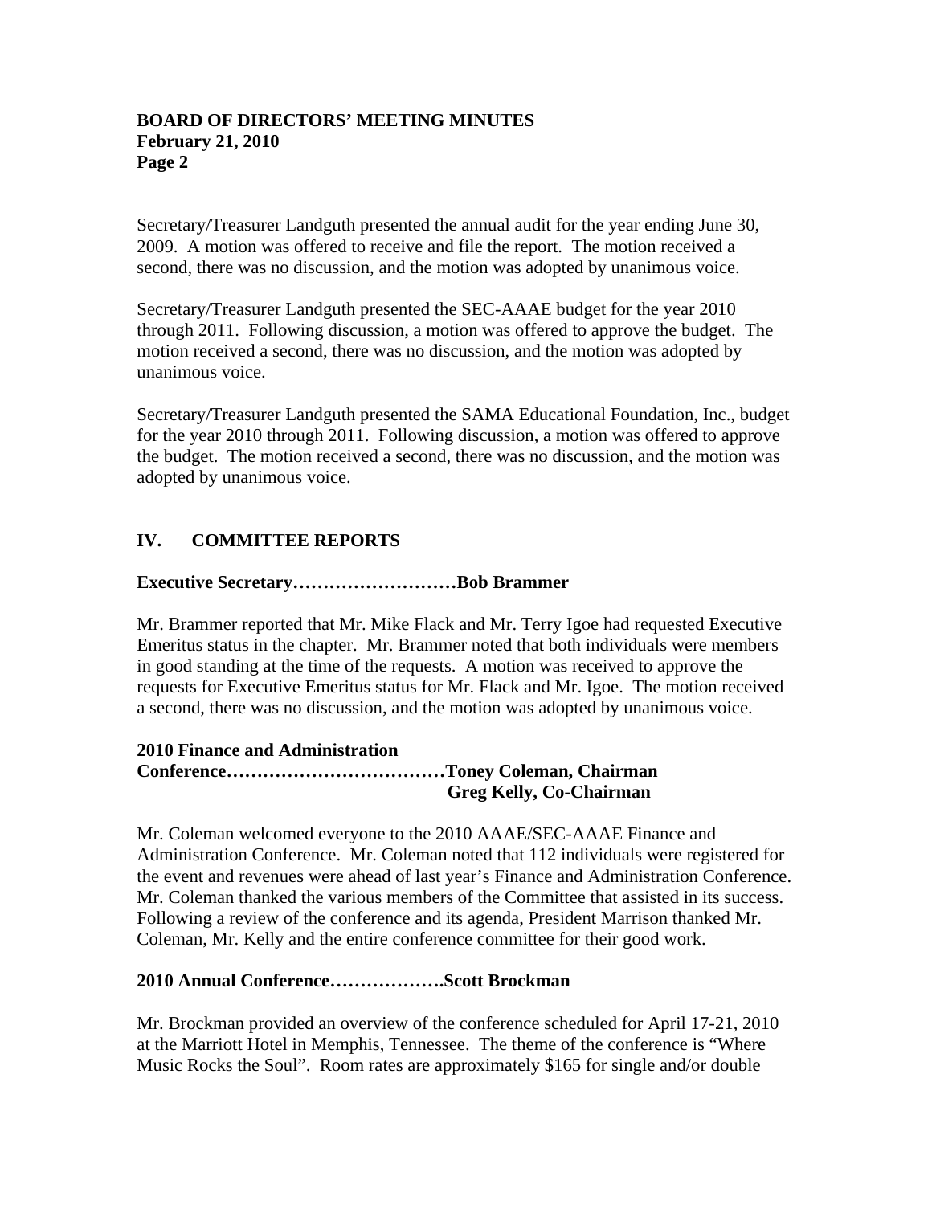Secretary/Treasurer Landguth presented the annual audit for the year ending June 30, 2009. A motion was offered to receive and file the report. The motion received a second, there was no discussion, and the motion was adopted by unanimous voice.

Secretary/Treasurer Landguth presented the SEC-AAAE budget for the year 2010 through 2011. Following discussion, a motion was offered to approve the budget. The motion received a second, there was no discussion, and the motion was adopted by unanimous voice.

Secretary/Treasurer Landguth presented the SAMA Educational Foundation, Inc., budget for the year 2010 through 2011. Following discussion, a motion was offered to approve the budget. The motion received a second, there was no discussion, and the motion was adopted by unanimous voice.

## IV. COMMITTEE REPORTS

**Executive Secretary……………………Bob Brammer**

Mr. Brammer reported that Mr. Mike Flack and Mr. Terry Igoe had requested Executive Emeritus status in the chapter. Mr. Brammer noted that both individuals were members in good standing at the time of the requests. A motion was received to approve the requests for Executive Emeritus status for Mr. Flack and Mr. Igoe. The motion received a second, there was no discussion, and the motion was adopted by unanimous voice.

**2010 Finance and Administration Conference………………………………Toney Coleman, Chairman**
**Greg Kelly, Co-Chairman**

Mr. Coleman welcomed everyone to the 2010 AAAE/SEC-AAAE Finance and Administration Conference. Mr. Coleman noted that 112 individuals were registered for the event and revenues were ahead of last year's Finance and Administration Conference. Mr. Coleman thanked the various members of the Committee that assisted in its success. Following a review of the conference and its agenda, President Marrison thanked Mr. Coleman, Mr. Kelly and the entire conference committee for their good work.

**2010 Annual Conference……………….Scott Brockman**

Mr. Brockman provided an overview of the conference scheduled for April 17-21, 2010 at the Marriott Hotel in Memphis, Tennessee. The theme of the conference is "Where Music Rocks the Soul". Room rates are approximately $165 for single and/or double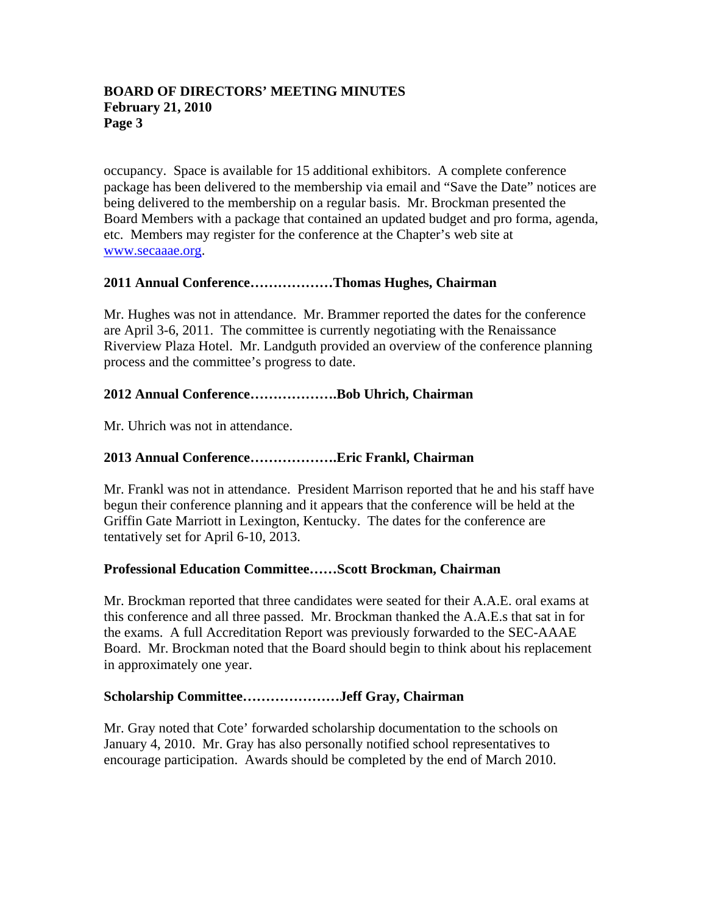occupancy. Space is available for 15 additional exhibitors. A complete conference package has been delivered to the membership via email and "Save the Date" notices are being delivered to the membership on a regular basis. Mr. Brockman presented the Board Members with a package that contained an updated budget and pro forma, agenda, etc. Members may register for the conference at the Chapter's web site at [www.secaaae.org](http://www.secaaae.org).

**2011 Annual Conference………………Thomas Hughes, Chairman**

Mr. Hughes was not in attendance. Mr. Brammer reported the dates for the conference are April 3-6, 2011. The committee is currently negotiating with the Renaissance Riverview Plaza Hotel. Mr. Landguth provided an overview of the conference planning process and the committee's progress to date.

**2012 Annual Conference……………….Bob Uhrich, Chairman**

Mr. Uhrich was not in attendance.

**2013 Annual Conference……………….Eric Frankl, Chairman**

Mr. Frankl was not in attendance. President Marrison reported that he and his staff have begun their conference planning and it appears that the conference will be held at the Griffin Gate Marriott in Lexington, Kentucky. The dates for the conference are tentatively set for April 6-10, 2013.

**Professional Education Committee……Scott Brockman, Chairman**

Mr. Brockman reported that three candidates were seated for their A.A.E. oral exams at this conference and all three passed. Mr. Brockman thanked the A.A.E.s that sat in for the exams. A full Accreditation Report was previously forwarded to the SEC-AAAE Board. Mr. Brockman noted that the Board should begin to think about his replacement in approximately one year.

**Scholarship Committee…………………Jeff Gray, Chairman**

Mr. Gray noted that Cote' forwarded scholarship documentation to the schools on January 4, 2010. Mr. Gray has also personally notified school representatives to encourage participation. Awards should be completed by the end of March 2010.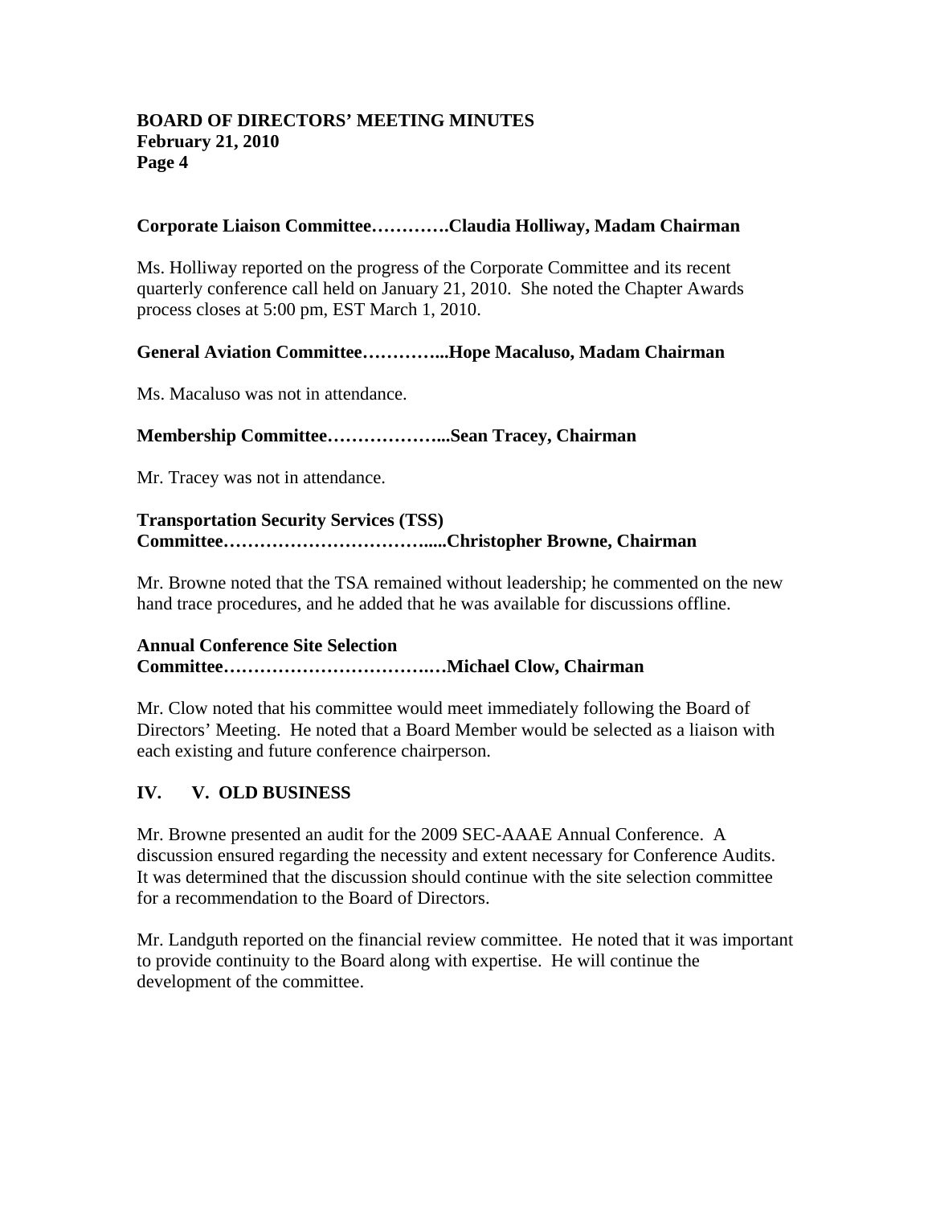**Corporate Liaison Committee………….Claudia Holliway, Madam Chairman**

Ms. Holliway reported on the progress of the Corporate Committee and its recent quarterly conference call held on January 21, 2010. She noted the Chapter Awards process closes at 5:00 pm, EST March 1, 2010.

**General Aviation Committee…………...Hope Macaluso, Madam Chairman**

Ms. Macaluso was not in attendance.

**Membership Committee………………...Sean Tracey, Chairman**

Mr. Tracey was not in attendance.

**Transportation Security Services (TSS) Committee…………………………….....Christopher Browne, Chairman**

Mr. Browne noted that the TSA remained without leadership; he commented on the new hand trace procedures, and he added that he was available for discussions offline.

**Annual Conference Site Selection Committee…………………………….…Michael Clow, Chairman**

Mr. Clow noted that his committee would meet immediately following the Board of Directors' Meeting. He noted that a Board Member would be selected as a liaison with each existing and future conference chairperson.

## IV. V. OLD BUSINESS

Mr. Browne presented an audit for the 2009 SEC-AAAE Annual Conference. A discussion ensured regarding the necessity and extent necessary for Conference Audits. It was determined that the discussion should continue with the site selection committee for a recommendation to the Board of Directors.

Mr. Landguth reported on the financial review committee. He noted that it was important to provide continuity to the Board along with expertise. He will continue the development of the committee.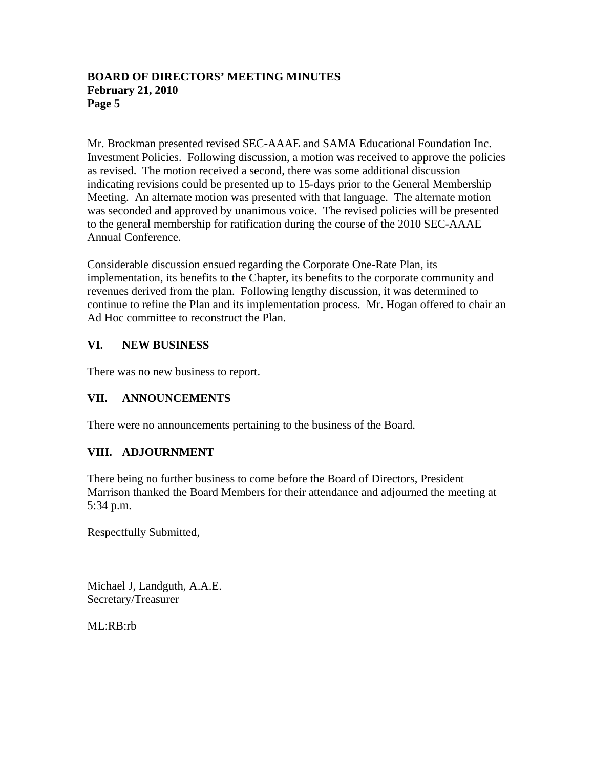Mr. Brockman presented revised SEC-AAAE and SAMA Educational Foundation Inc. Investment Policies. Following discussion, a motion was received to approve the policies as revised. The motion received a second, there was some additional discussion indicating revisions could be presented up to 15-days prior to the General Membership Meeting. An alternate motion was presented with that language. The alternate motion was seconded and approved by unanimous voice. The revised policies will be presented to the general membership for ratification during the course of the 2010 SEC-AAAE Annual Conference.

Considerable discussion ensued regarding the Corporate One-Rate Plan, its implementation, its benefits to the Chapter, its benefits to the corporate community and revenues derived from the plan. Following lengthy discussion, it was determined to continue to refine the Plan and its implementation process. Mr. Hogan offered to chair an Ad Hoc committee to reconstruct the Plan.

## VI. NEW BUSINESS

There was no new business to report.

## VII. ANNOUNCEMENTS

There were no announcements pertaining to the business of the Board.

## VIII. ADJOURNMENT

There being no further business to come before the Board of Directors, President Marrison thanked the Board Members for their attendance and adjourned the meeting at 5:34 p.m.

Respectfully Submitted,

Michael J, Landguth, A.A.E.
Secretary/Treasurer

ML:RB:rb